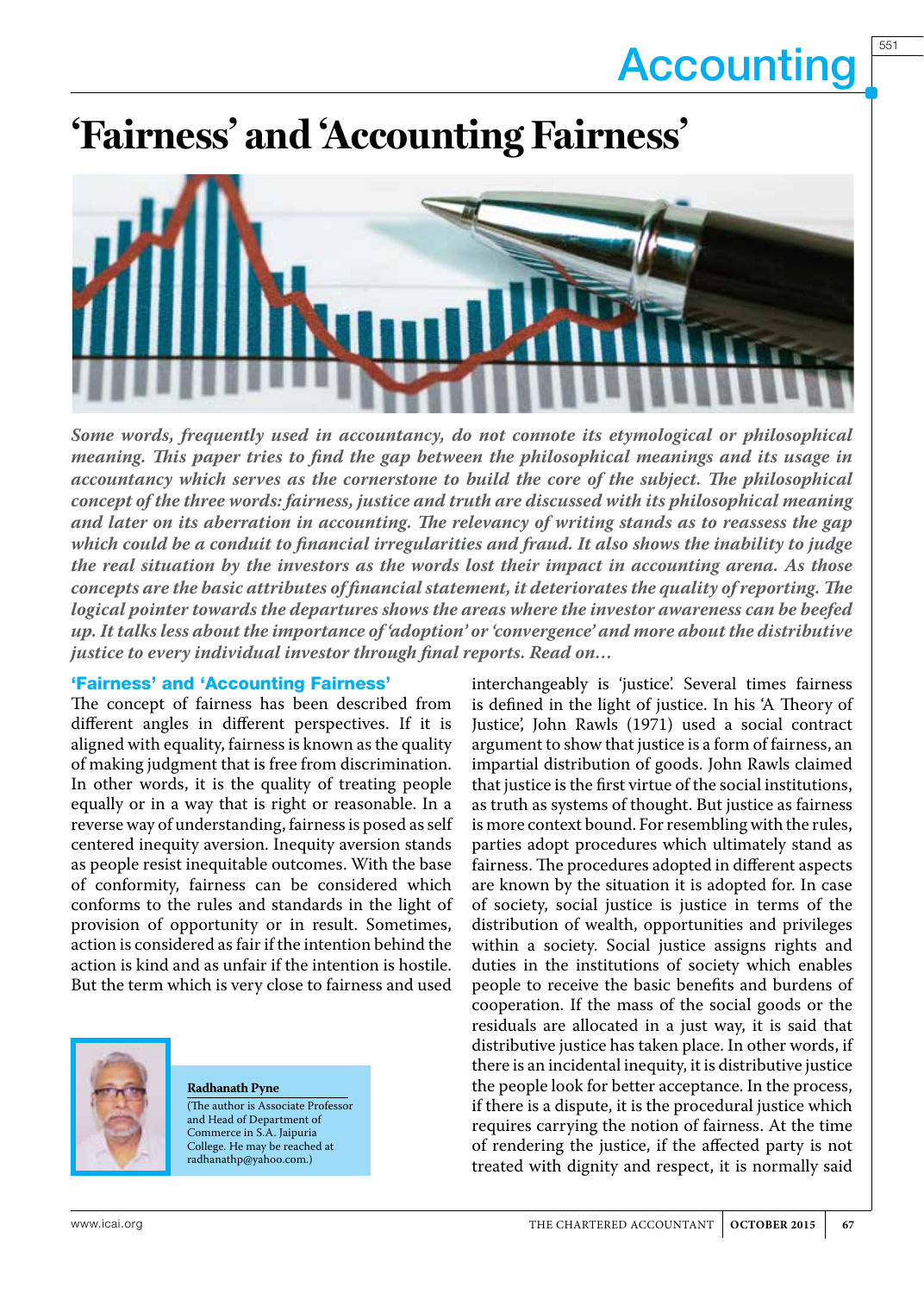# 'Fairness' and 'Accounting Fairness'

***Some words, frequently used in accountancy, do not connote its etymological or philosophical meaning. This paper tries to find the gap between the philosophical meanings and its usage in accountancy which serves as the cornerstone to build the core of the subject. The philosophical concept of the three words: fairness, justice and truth are discussed with its philosophical meaning and later on its aberration in accounting. The relevancy of writing stands as to reassess the gap which could be a conduit to financial irregularities and fraud. It also shows the inability to judge the real situation by the investors as the words lost their impact in accounting arena. As those concepts are the basic attributes of financial statement, it deteriorates the quality of reporting. The logical pointer towards the departures shows the areas where the investor awareness can be beefed up. It talks less about the importance of 'adoption' or 'convergence' and more about the distributive justice to every individual investor through final reports. Read on…***

## 'Fairness' and 'Accounting Fairness'

The concept of fairness has been described from different angles in different perspectives. If it is aligned with equality, fairness is known as the quality of making judgment that is free from discrimination. In other words, it is the quality of treating people equally or in a way that is right or reasonable. In a reverse way of understanding, fairness is posed as self centered inequity aversion. Inequity aversion stands as people resist inequitable outcomes. With the base of conformity, fairness can be considered which conforms to the rules and standards in the light of provision of opportunity or in result. Sometimes, action is considered as fair if the intention behind the action is kind and as unfair if the intention is hostile. But the term which is very close to fairness and used interchangeably is 'justice'. Several times fairness is defined in the light of justice. In his 'A Theory of Justice', John Rawls (1971) used a social contract argument to show that justice is a form of fairness, an impartial distribution of goods. John Rawls claimed that justice is the first virtue of the social institutions, as truth as systems of thought. But justice as fairness is more context bound. For resembling with the rules, parties adopt procedures which ultimately stand as fairness. The procedures adopted in different aspects are known by the situation it is adopted for. In case of society, social justice is justice in terms of the distribution of wealth, opportunities and privileges within a society. Social justice assigns rights and duties in the institutions of society which enables people to receive the basic benefits and burdens of cooperation. If the mass of the social goods or the residuals are allocated in a just way, it is said that distributive justice has taken place. In other words, if there is an incidental inequity, it is distributive justice the people look for better acceptance. In the process, if there is a dispute, it is the procedural justice which requires carrying the notion of fairness. At the time of rendering the justice, if the affected party is not treated with dignity and respect, it is normally said

**Radhanath Pyne**

(The author is Associate Professor and Head of Department of Commerce in S.A. Jaipuria College. He may be reached at radhanathp@yahoo.com.)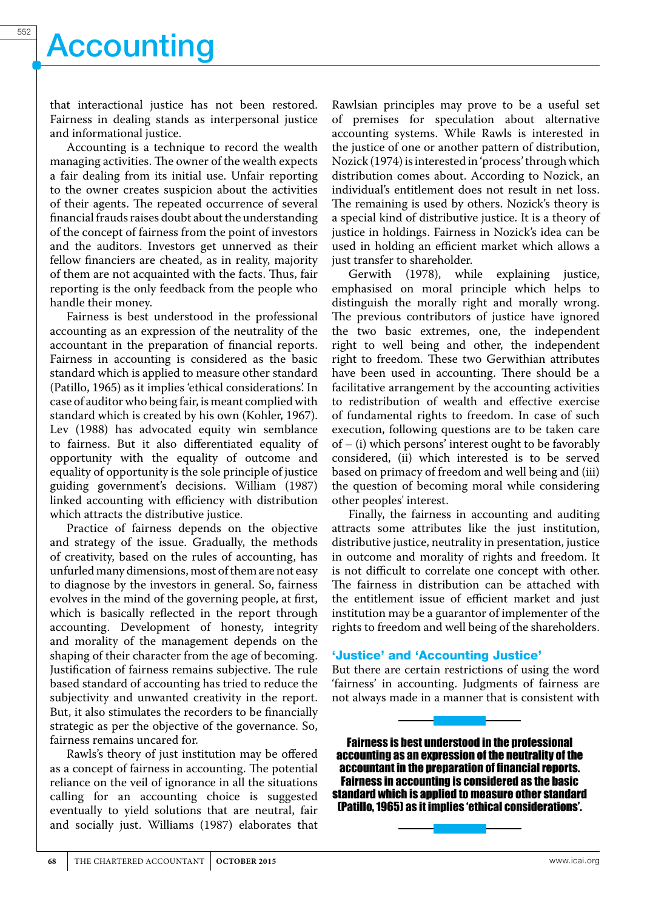that interactional justice has not been restored. Fairness in dealing stands as interpersonal justice and informational justice.

Accounting is a technique to record the wealth managing activities. The owner of the wealth expects a fair dealing from its initial use. Unfair reporting to the owner creates suspicion about the activities of their agents. The repeated occurrence of several financial frauds raises doubt about the understanding of the concept of fairness from the point of investors and the auditors. Investors get unnerved as their fellow financiers are cheated, as in reality, majority of them are not acquainted with the facts. Thus, fair reporting is the only feedback from the people who handle their money.

Fairness is best understood in the professional accounting as an expression of the neutrality of the accountant in the preparation of financial reports. Fairness in accounting is considered as the basic standard which is applied to measure other standard (Patillo, 1965) as it implies 'ethical considerations'. In case of auditor who being fair, is meant complied with standard which is created by his own (Kohler, 1967). Lev (1988) has advocated equity win semblance to fairness. But it also differentiated equality of opportunity with the equality of outcome and equality of opportunity is the sole principle of justice guiding government's decisions. William (1987) linked accounting with efficiency with distribution which attracts the distributive justice.

Practice of fairness depends on the objective and strategy of the issue. Gradually, the methods of creativity, based on the rules of accounting, has unfurled many dimensions, most of them are not easy to diagnose by the investors in general. So, fairness evolves in the mind of the governing people, at first, which is basically reflected in the report through accounting. Development of honesty, integrity and morality of the management depends on the shaping of their character from the age of becoming. Justification of fairness remains subjective. The rule based standard of accounting has tried to reduce the subjectivity and unwanted creativity in the report. But, it also stimulates the recorders to be financially strategic as per the objective of the governance. So, fairness remains uncared for.

Rawls's theory of just institution may be offered as a concept of fairness in accounting. The potential reliance on the veil of ignorance in all the situations calling for an accounting choice is suggested eventually to yield solutions that are neutral, fair and socially just. Williams (1987) elaborates that Rawlsian principles may prove to be a useful set of premises for speculation about alternative accounting systems. While Rawls is interested in the justice of one or another pattern of distribution, Nozick (1974) is interested in 'process' through which distribution comes about. According to Nozick, an individual's entitlement does not result in net loss. The remaining is used by others. Nozick's theory is a special kind of distributive justice. It is a theory of justice in holdings. Fairness in Nozick's idea can be used in holding an efficient market which allows a just transfer to shareholder.

Gerwith (1978), while explaining justice, emphasised on moral principle which helps to distinguish the morally right and morally wrong. The previous contributors of justice have ignored the two basic extremes, one, the independent right to well being and other, the independent right to freedom. These two Gerwithian attributes have been used in accounting. There should be a facilitative arrangement by the accounting activities to redistribution of wealth and effective exercise of fundamental rights to freedom. In case of such execution, following questions are to be taken care of – (i) which persons' interest ought to be favorably considered, (ii) which interested is to be served based on primacy of freedom and well being and (iii) the question of becoming moral while considering other peoples' interest.

Finally, the fairness in accounting and auditing attracts some attributes like the just institution, distributive justice, neutrality in presentation, justice in outcome and morality of rights and freedom. It is not difficult to correlate one concept with other. The fairness in distribution can be attached with the entitlement issue of efficient market and just institution may be a guarantor of implementer of the rights to freedom and well being of the shareholders.

## 'Justice' and 'Accounting Justice'

But there are certain restrictions of using the word 'fairness' in accounting. Judgments of fairness are not always made in a manner that is consistent with

**Fairness is best understood in the professional accounting as an expression of the neutrality of the accountant in the preparation of financial reports. Fairness in accounting is considered as the basic standard which is applied to measure other standard (Patillo, 1965) as it implies 'ethical considerations'.**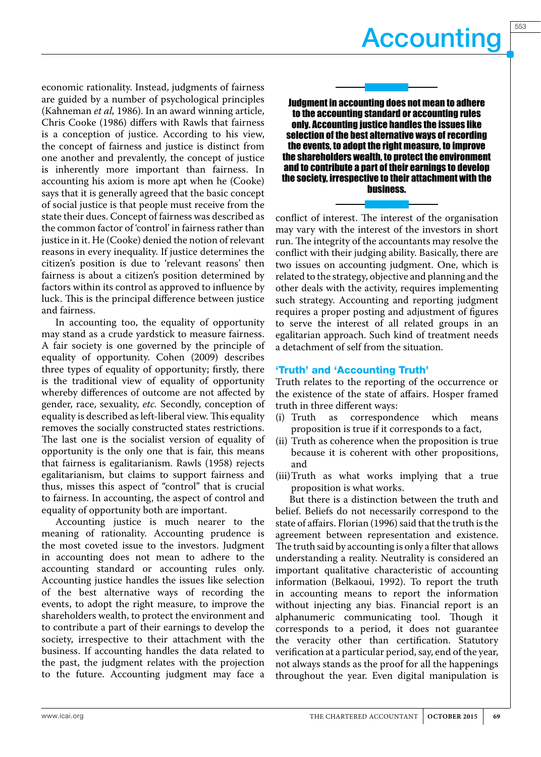economic rationality. Instead, judgments of fairness are guided by a number of psychological principles (Kahneman *et al,* 1986). In an award winning article, Chris Cooke (1986) differs with Rawls that fairness is a conception of justice. According to his view, the concept of fairness and justice is distinct from one another and prevalently, the concept of justice is inherently more important than fairness. In accounting his axiom is more apt when he (Cooke) says that it is generally agreed that the basic concept of social justice is that people must receive from the state their dues. Concept of fairness was described as the common factor of 'control' in fairness rather than justice in it. He (Cooke) denied the notion of relevant reasons in every inequality. If justice determines the citizen's position is due to 'relevant reasons' then fairness is about a citizen's position determined by factors within its control as approved to influence by luck. This is the principal difference between justice and fairness.

In accounting too, the equality of opportunity may stand as a crude yardstick to measure fairness. A fair society is one governed by the principle of equality of opportunity. Cohen (2009) describes three types of equality of opportunity; firstly, there is the traditional view of equality of opportunity whereby differences of outcome are not affected by gender, race, sexuality, *etc.* Secondly, conception of equality is described as left-liberal view. This equality removes the socially constructed states restrictions. The last one is the socialist version of equality of opportunity is the only one that is fair, this means that fairness is egalitarianism. Rawls (1958) rejects egalitarianism, but claims to support fairness and thus, misses this aspect of "control" that is crucial to fairness. In accounting, the aspect of control and equality of opportunity both are important.

Accounting justice is much nearer to the meaning of rationality. Accounting prudence is the most coveted issue to the investors. Judgment in accounting does not mean to adhere to the accounting standard or accounting rules only. Accounting justice handles the issues like selection of the best alternative ways of recording the events, to adopt the right measure, to improve the shareholders wealth, to protect the environment and to contribute a part of their earnings to develop the society, irrespective to their attachment with the business. If accounting handles the data related to the past, the judgment relates with the projection to the future. Accounting judgment may face a conflict of interest. The interest of the organisation may vary with the interest of the investors in short run. The integrity of the accountants may resolve the conflict with their judging ability. Basically, there are two issues on accounting judgment. One, which is related to the strategy, objective and planning and the other deals with the activity, requires implementing such strategy. Accounting and reporting judgment requires a proper posting and adjustment of figures to serve the interest of all related groups in an egalitarian approach. Such kind of treatment needs a detachment of self from the situation.

**Judgment in accounting does not mean to adhere to the accounting standard or accounting rules only. Accounting justice handles the issues like selection of the best alternative ways of recording the events, to adopt the right measure, to improve the shareholders wealth, to protect the environment and to contribute a part of their earnings to develop the society, irrespective to their attachment with the business.**

## 'Truth' and 'Accounting Truth'

Truth relates to the reporting of the occurrence or the existence of the state of affairs. Hosper framed truth in three different ways:

(i) Truth as correspondence which means proposition is true if it corresponds to a fact,

(ii) Truth as coherence when the proposition is true because it is coherent with other propositions, and

(iii) Truth as what works implying that a true proposition is what works.

But there is a distinction between the truth and belief. Beliefs do not necessarily correspond to the state of affairs. Florian (1996) said that the truth is the agreement between representation and existence. The truth said by accounting is only a filter that allows understanding a reality. Neutrality is considered an important qualitative characteristic of accounting information (Belkaoui, 1992). To report the truth in accounting means to report the information without injecting any bias. Financial report is an alphanumeric communicating tool. Though it corresponds to a period, it does not guarantee the veracity other than certification. Statutory verification at a particular period, say, end of the year, not always stands as the proof for all the happenings throughout the year. Even digital manipulation is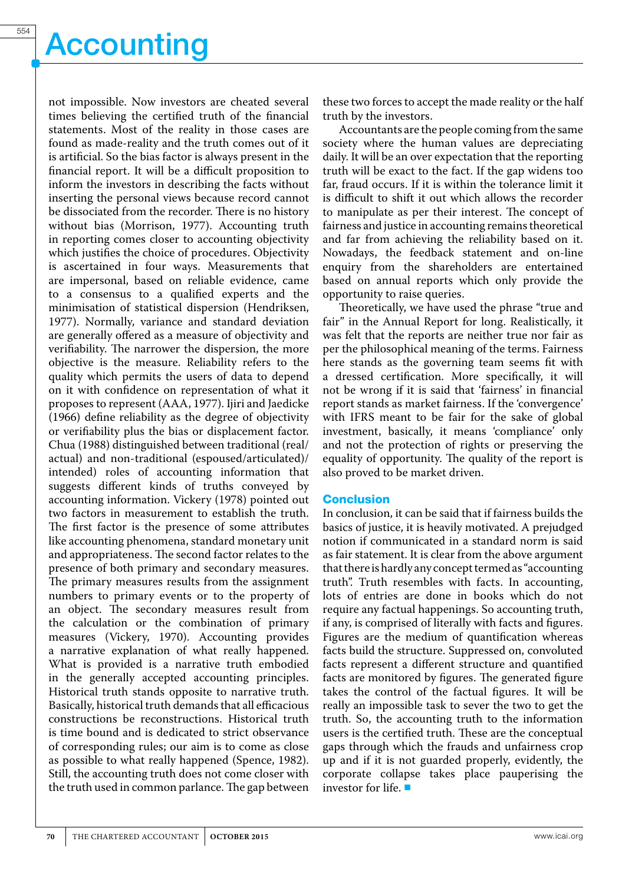not impossible. Now investors are cheated several times believing the certified truth of the financial statements. Most of the reality in those cases are found as made-reality and the truth comes out of it is artificial. So the bias factor is always present in the financial report. It will be a difficult proposition to inform the investors in describing the facts without inserting the personal views because record cannot be dissociated from the recorder. There is no history without bias (Morrison, 1977). Accounting truth in reporting comes closer to accounting objectivity which justifies the choice of procedures. Objectivity is ascertained in four ways. Measurements that are impersonal, based on reliable evidence, came to a consensus to a qualified experts and the minimisation of statistical dispersion (Hendriksen, 1977). Normally, variance and standard deviation are generally offered as a measure of objectivity and verifiability. The narrower the dispersion, the more objective is the measure. Reliability refers to the quality which permits the users of data to depend on it with confidence on representation of what it proposes to represent (AAA, 1977). Ijiri and Jaedicke (1966) define reliability as the degree of objectivity or verifiability plus the bias or displacement factor. Chua (1988) distinguished between traditional (real/actual) and non-traditional (espoused/articulated)/intended) roles of accounting information that suggests different kinds of truths conveyed by accounting information. Vickery (1978) pointed out two factors in measurement to establish the truth. The first factor is the presence of some attributes like accounting phenomena, standard monetary unit and appropriateness. The second factor relates to the presence of both primary and secondary measures. The primary measures results from the assignment numbers to primary events or to the property of an object. The secondary measures result from the calculation or the combination of primary measures (Vickery, 1970). Accounting provides a narrative explanation of what really happened. What is provided is a narrative truth embodied in the generally accepted accounting principles. Historical truth stands opposite to narrative truth. Basically, historical truth demands that all efficacious constructions be reconstructions. Historical truth is time bound and is dedicated to strict observance of corresponding rules; our aim is to come as close as possible to what really happened (Spence, 1982). Still, the accounting truth does not come closer with the truth used in common parlance. The gap between these two forces to accept the made reality or the half truth by the investors.

Accountants are the people coming from the same society where the human values are depreciating daily. It will be an over expectation that the reporting truth will be exact to the fact. If the gap widens too far, fraud occurs. If it is within the tolerance limit it is difficult to shift it out which allows the recorder to manipulate as per their interest. The concept of fairness and justice in accounting remains theoretical and far from achieving the reliability based on it. Nowadays, the feedback statement and on-line enquiry from the shareholders are entertained based on annual reports which only provide the opportunity to raise queries.

Theoretically, we have used the phrase "true and fair" in the Annual Report for long. Realistically, it was felt that the reports are neither true nor fair as per the philosophical meaning of the terms. Fairness here stands as the governing team seems fit with a dressed certification. More specifically, it will not be wrong if it is said that 'fairness' in financial report stands as market fairness. If the 'convergence' with IFRS meant to be fair for the sake of global investment, basically, it means 'compliance' only and not the protection of rights or preserving the equality of opportunity. The quality of the report is also proved to be market driven.

## Conclusion

In conclusion, it can be said that if fairness builds the basics of justice, it is heavily motivated. A prejudged notion if communicated in a standard norm is said as fair statement. It is clear from the above argument that there is hardly any concept termed as "accounting truth". Truth resembles with facts. In accounting, lots of entries are done in books which do not require any factual happenings. So accounting truth, if any, is comprised of literally with facts and figures. Figures are the medium of quantification whereas facts build the structure. Suppressed on, convoluted facts represent a different structure and quantified facts are monitored by figures. The generated figure takes the control of the factual figures. It will be really an impossible task to sever the two to get the truth. So, the accounting truth to the information users is the certified truth. These are the conceptual gaps through which the frauds and unfairness crop up and if it is not guarded properly, evidently, the corporate collapse takes place pauperising the investor for life. ■